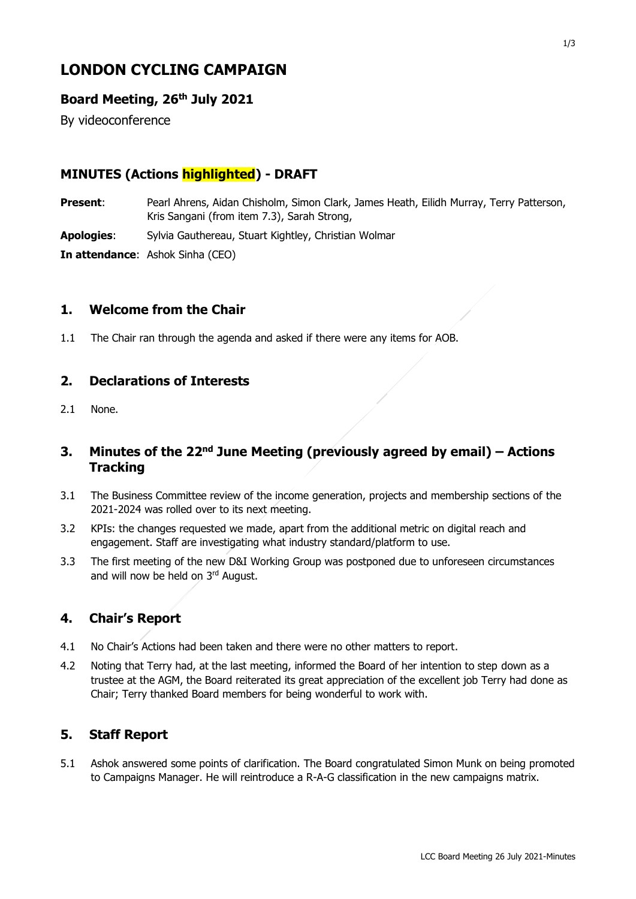# LONDON CYCLING CAMPAIGN

## Board Meeting, 26th July 2021

By videoconference

## MINUTES (Actions highlighted) - DRAFT

**Present**: Pearl Ahrens, Aidan Chisholm, Simon Clark, James Heath, Eilidh Murray, Terry Patterson, Kris Sangani (from item 7.3), Sarah Strong,

**Apologies**: Sylvia Gauthereau, Stuart Kightley, Christian Wolmar

**In attendance**: Ashok Sinha (CEO)

## 1. Welcome from the Chair

1.1 The Chair ran through the agenda and asked if there were any items for AOB.

## 2. Declarations of Interests

2.1 None.

## 3. Minutes of the 22nd June Meeting (previously agreed by email) – Actions Tracking

3.1 The Business Committee review of the income generation, projects and membership sections of the 2021-2024 was rolled over to its next meeting.

3.2 KPIs: the changes requested we made, apart from the additional metric on digital reach and engagement. Staff are investigating what industry standard/platform to use.

3.3 The first meeting of the new D&I Working Group was postponed due to unforeseen circumstances and will now be held on 3rd August.

## 4. Chair's Report

4.1 No Chair's Actions had been taken and there were no other matters to report.

4.2 Noting that Terry had, at the last meeting, informed the Board of her intention to step down as a trustee at the AGM, the Board reiterated its great appreciation of the excellent job Terry had done as Chair; Terry thanked Board members for being wonderful to work with.

## 5. Staff Report

5.1 Ashok answered some points of clarification. The Board congratulated Simon Munk on being promoted to Campaigns Manager. He will reintroduce a R-A-G classification in the new campaigns matrix.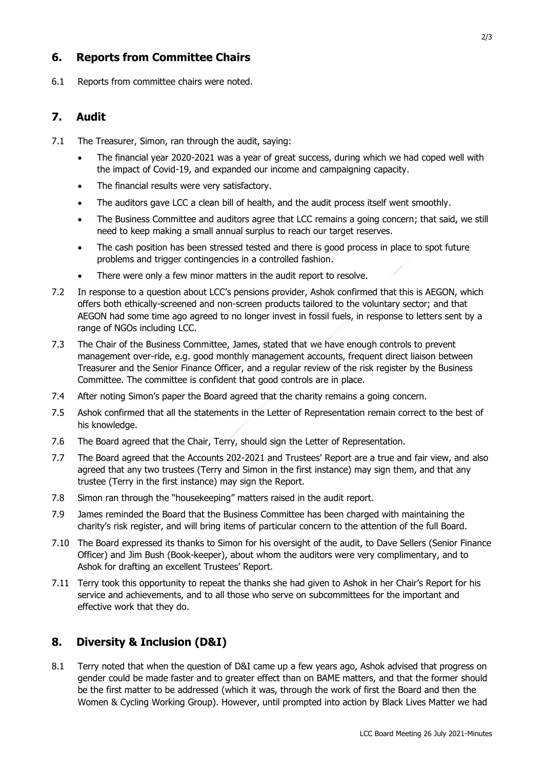## 6. Reports from Committee Chairs

6.1 Reports from committee chairs were noted.

## 7. Audit

7.1 The Treasurer, Simon, ran through the audit, saying:

- The financial year 2020-2021 was a year of great success, during which we had coped well with the impact of Covid-19, and expanded our income and campaigning capacity.
- The financial results were very satisfactory.
- The auditors gave LCC a clean bill of health, and the audit process itself went smoothly.
- The Business Committee and auditors agree that LCC remains a going concern; that said, we still need to keep making a small annual surplus to reach our target reserves.
- The cash position has been stressed tested and there is good process in place to spot future problems and trigger contingencies in a controlled fashion.
- There were only a few minor matters in the audit report to resolve.

7.2 In response to a question about LCC's pensions provider, Ashok confirmed that this is AEGON, which offers both ethically-screened and non-screen products tailored to the voluntary sector; and that AEGON had some time ago agreed to no longer invest in fossil fuels, in response to letters sent by a range of NGOs including LCC.

7.3 The Chair of the Business Committee, James, stated that we have enough controls to prevent management over-ride, e.g. good monthly management accounts, frequent direct liaison between Treasurer and the Senior Finance Officer, and a regular review of the risk register by the Business Committee. The committee is confident that good controls are in place.

7.4 After noting Simon's paper the Board agreed that the charity remains a going concern.

7.5 Ashok confirmed that all the statements in the Letter of Representation remain correct to the best of his knowledge.

7.6 The Board agreed that the Chair, Terry, should sign the Letter of Representation.

7.7 The Board agreed that the Accounts 202-2021 and Trustees' Report are a true and fair view, and also agreed that any two trustees (Terry and Simon in the first instance) may sign them, and that any trustee (Terry in the first instance) may sign the Report.

7.8 Simon ran through the "housekeeping" matters raised in the audit report.

7.9 James reminded the Board that the Business Committee has been charged with maintaining the charity's risk register, and will bring items of particular concern to the attention of the full Board.

7.10 The Board expressed its thanks to Simon for his oversight of the audit, to Dave Sellers (Senior Finance Officer) and Jim Bush (Book-keeper), about whom the auditors were very complimentary, and to Ashok for drafting an excellent Trustees' Report.

7.11 Terry took this opportunity to repeat the thanks she had given to Ashok in her Chair's Report for his service and achievements, and to all those who serve on subcommittees for the important and effective work that they do.

## 8. Diversity & Inclusion (D&I)

8.1 Terry noted that when the question of D&I came up a few years ago, Ashok advised that progress on gender could be made faster and to greater effect than on BAME matters, and that the former should be the first matter to be addressed (which it was, through the work of first the Board and then the Women & Cycling Working Group). However, until prompted into action by Black Lives Matter we had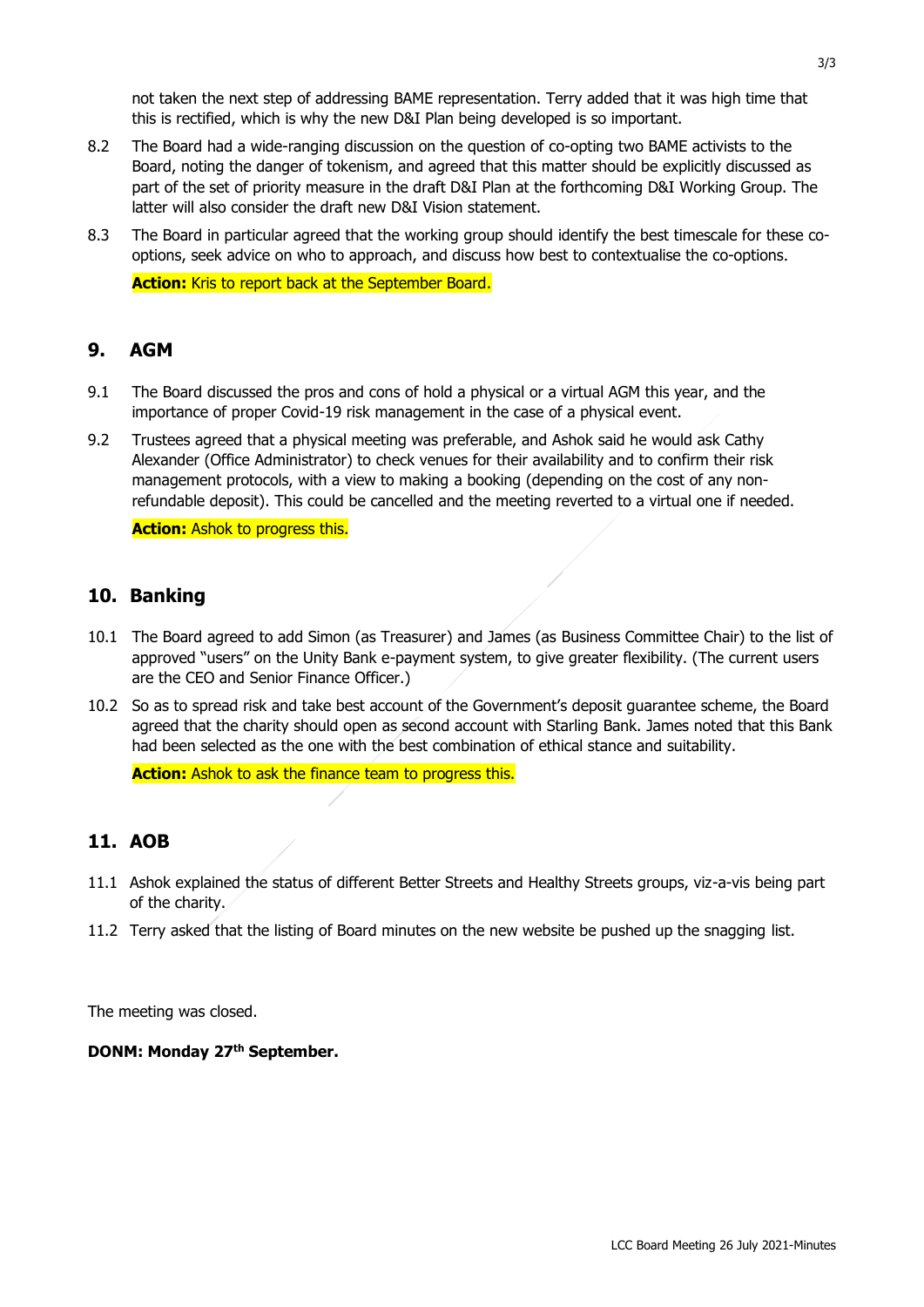not taken the next step of addressing BAME representation. Terry added that it was high time that this is rectified, which is why the new D&I Plan being developed is so important.

8.2 The Board had a wide-ranging discussion on the question of co-opting two BAME activists to the Board, noting the danger of tokenism, and agreed that this matter should be explicitly discussed as part of the set of priority measure in the draft D&I Plan at the forthcoming D&I Working Group. The latter will also consider the draft new D&I Vision statement.

8.3 The Board in particular agreed that the working group should identify the best timescale for these co-options, seek advice on who to approach, and discuss how best to contextualise the co-options.

**Action:** Kris to report back at the September Board.

## 9. AGM

9.1 The Board discussed the pros and cons of hold a physical or a virtual AGM this year, and the importance of proper Covid-19 risk management in the case of a physical event.

9.2 Trustees agreed that a physical meeting was preferable, and Ashok said he would ask Cathy Alexander (Office Administrator) to check venues for their availability and to confirm their risk management protocols, with a view to making a booking (depending on the cost of any non-refundable deposit). This could be cancelled and the meeting reverted to a virtual one if needed.

**Action:** Ashok to progress this.

## 10. Banking

10.1 The Board agreed to add Simon (as Treasurer) and James (as Business Committee Chair) to the list of approved "users" on the Unity Bank e-payment system, to give greater flexibility. (The current users are the CEO and Senior Finance Officer.)

10.2 So as to spread risk and take best account of the Government's deposit guarantee scheme, the Board agreed that the charity should open as second account with Starling Bank. James noted that this Bank had been selected as the one with the best combination of ethical stance and suitability.

**Action:** Ashok to ask the finance team to progress this.

## 11. AOB

11.1 Ashok explained the status of different Better Streets and Healthy Streets groups, viz-a-vis being part of the charity.

11.2 Terry asked that the listing of Board minutes on the new website be pushed up the snagging list.

The meeting was closed.

**DONM: Monday 27th September.**